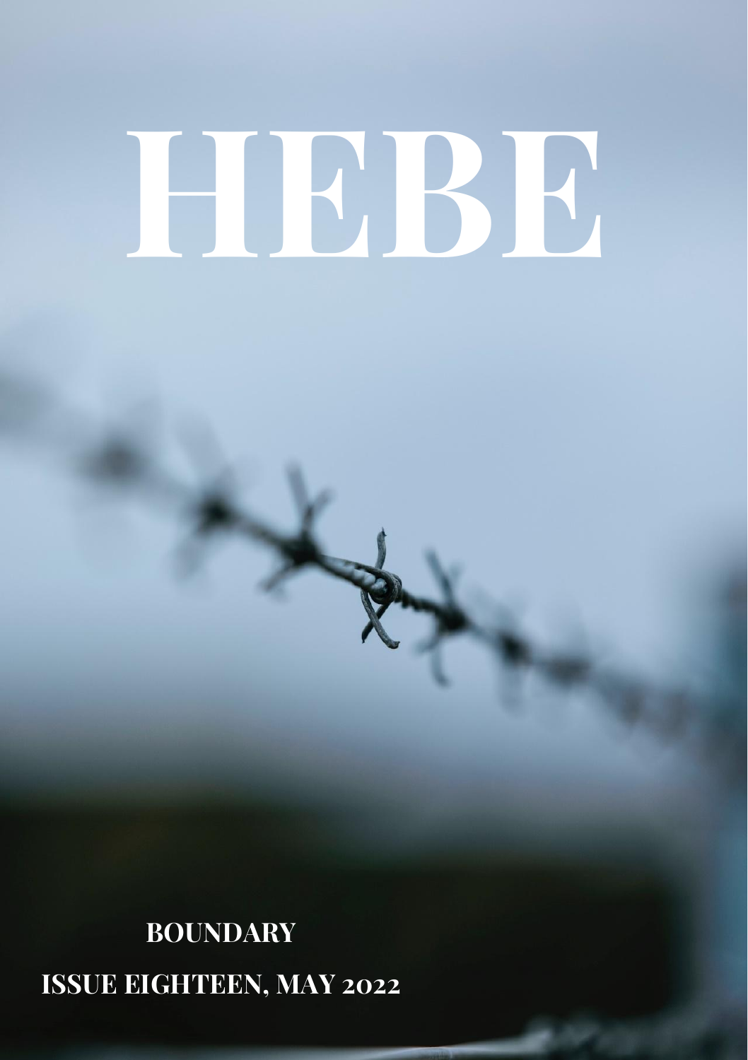# HEBE

**BOUNDARY**

**ISSUE EIGHTEEN, MAY 2022**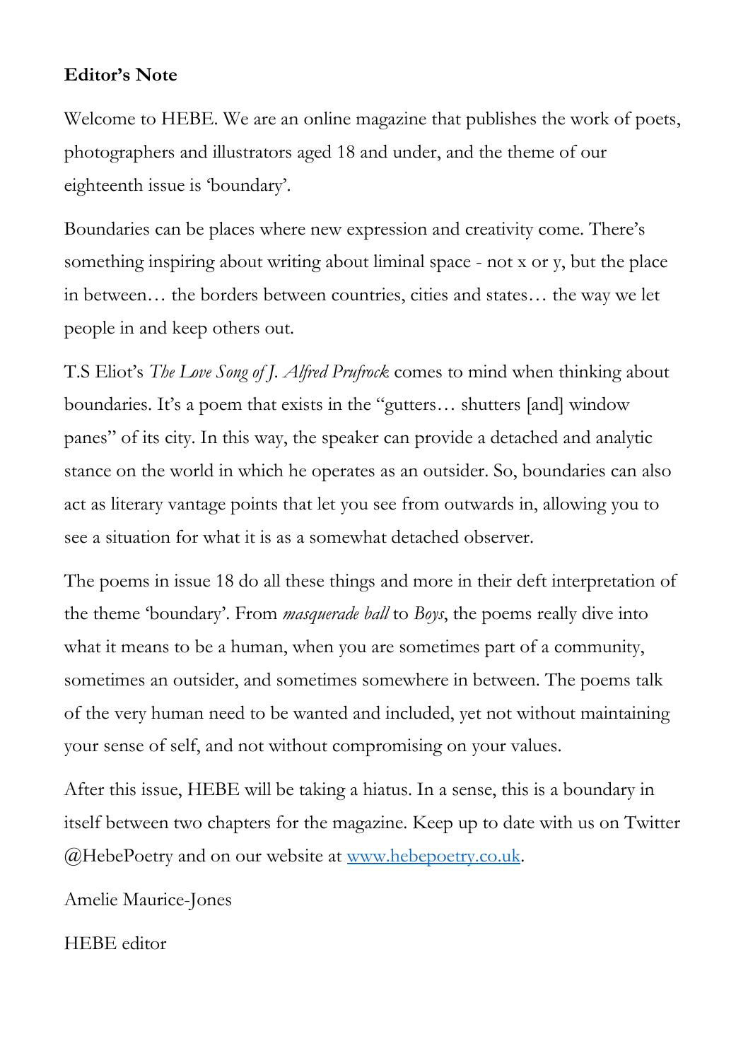**Editor's Note**

Welcome to HEBE. We are an online magazine that publishes the work of poets, photographers and illustrators aged 18 and under, and the theme of our eighteenth issue is 'boundary'.

Boundaries can be places where new expression and creativity come. There's something inspiring about writing about liminal space - not x or y, but the place in between… the borders between countries, cities and states… the way we let people in and keep others out.

T.S Eliot's *The Love Song of J. Alfred Prufrock* comes to mind when thinking about boundaries. It's a poem that exists in the "gutters… shutters [and] window panes" of its city. In this way, the speaker can provide a detached and analytic stance on the world in which he operates as an outsider. So, boundaries can also act as literary vantage points that let you see from outwards in, allowing you to see a situation for what it is as a somewhat detached observer.

The poems in issue 18 do all these things and more in their deft interpretation of the theme 'boundary'. From *masquerade ball* to *Boys*, the poems really dive into what it means to be a human, when you are sometimes part of a community, sometimes an outsider, and sometimes somewhere in between. The poems talk of the very human need to be wanted and included, yet not without maintaining your sense of self, and not without compromising on your values.

After this issue, HEBE will be taking a hiatus. In a sense, this is a boundary in itself between two chapters for the magazine. Keep up to date with us on Twitter @HebePoetry and on our website at [www.hebepoetry.co.uk](www.hebepoetry.co.uk).

Amelie Maurice-Jones

HEBE editor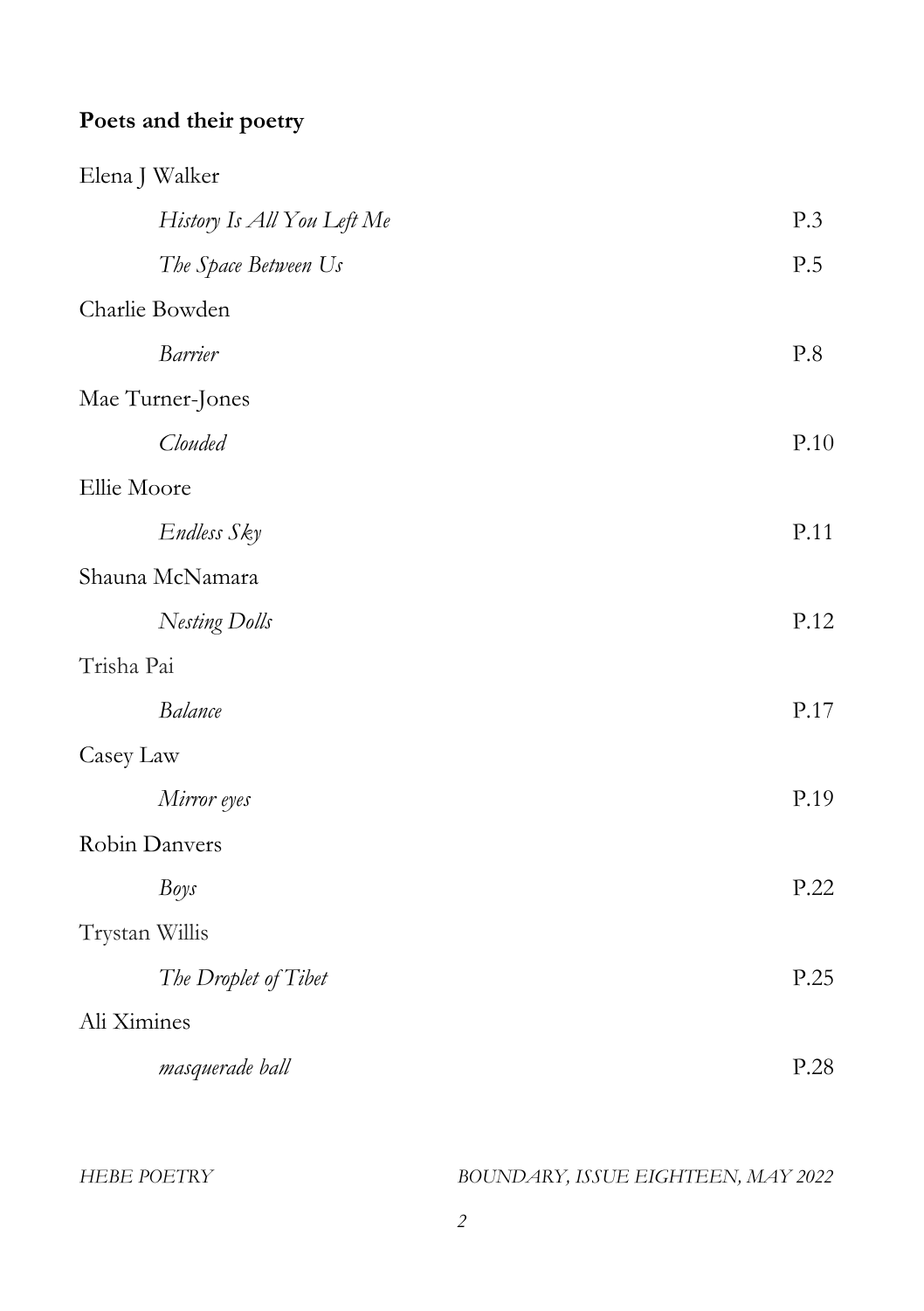**Poets and their poetry**

Elena J Walker

*History Is All You Left Me* P.3

*The Space Between Us* P.5

Charlie Bowden

*Barrier* P.8

Mae Turner-Jones

*Clouded* P.10

Ellie Moore

*Endless Sky* P.11

Shauna McNamara

*Nesting Dolls* P.12

Trisha Pai

*Balance* P.17

Casey Law

*Mirror eyes* P.19

Robin Danvers

*Boys* P.22

Trystan Willis

*The Droplet of Tibet* P.25

Ali Ximines

*masquerade ball* P.28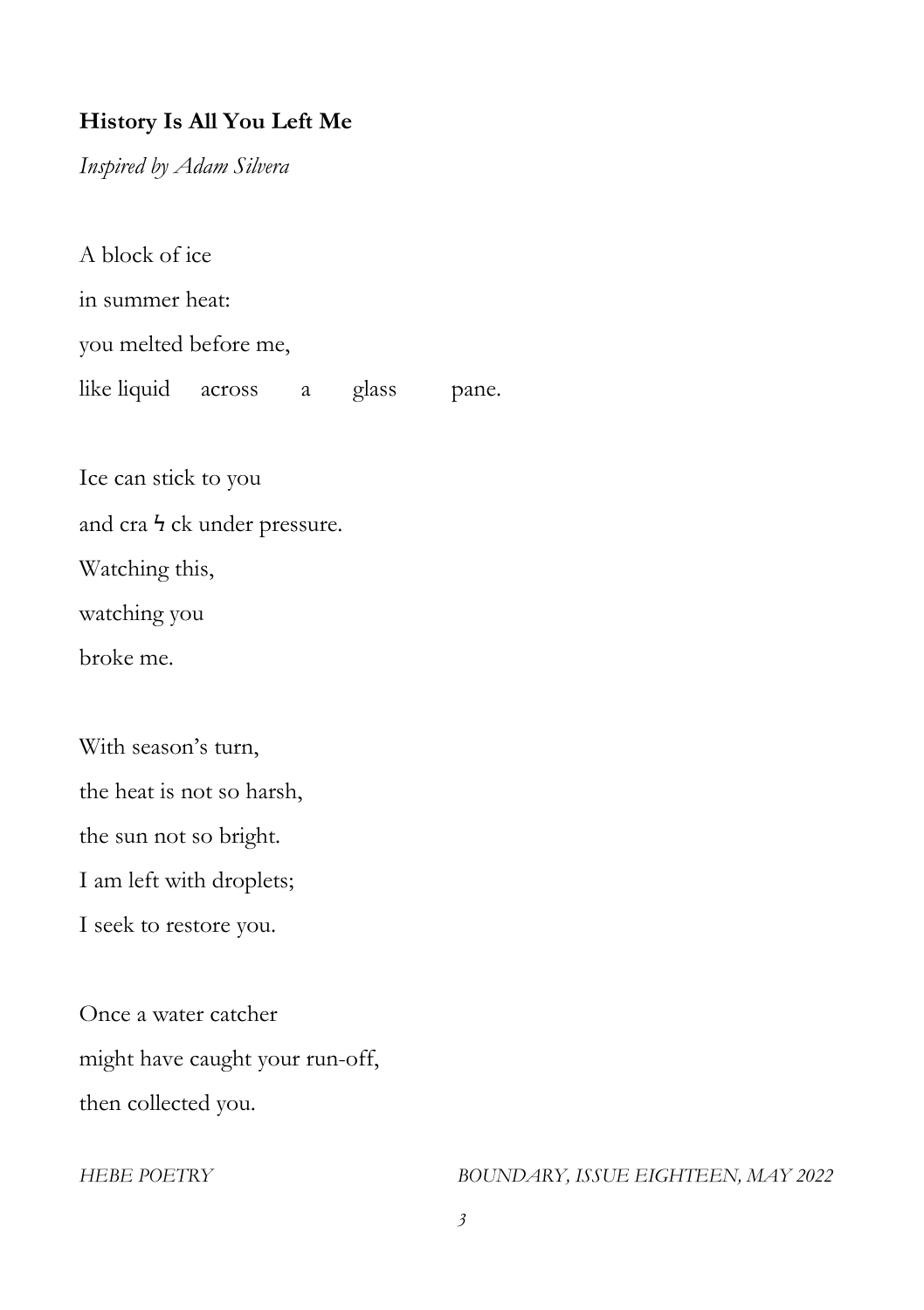**History Is All You Left Me**

*Inspired by Adam Silvera*

A block of ice  
in summer heat:  
you melted before me,  
like liquid     across     a     glass     pane.

Ice can stick to you  
and cra ϟ ck under pressure.  
Watching this,  
watching you  
broke me.

With season's turn,  
the heat is not so harsh,  
the sun not so bright.  
I am left with droplets;  
I seek to restore you.

Once a water catcher  
might have caught your run-off,  
then collected you.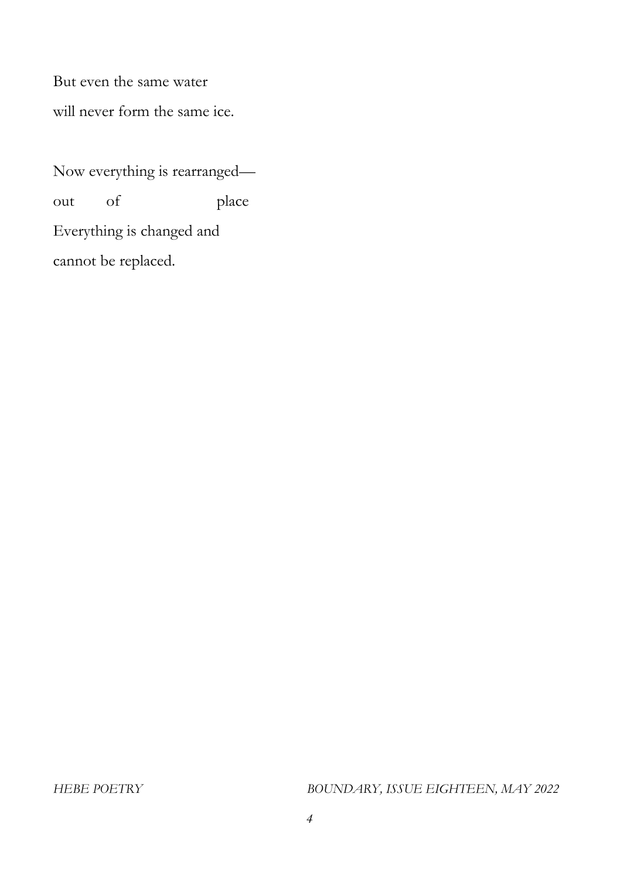But even the same water  
will never form the same ice.

Now everything is rearranged—  
out        of                    place  
Everything is changed and  
cannot be replaced.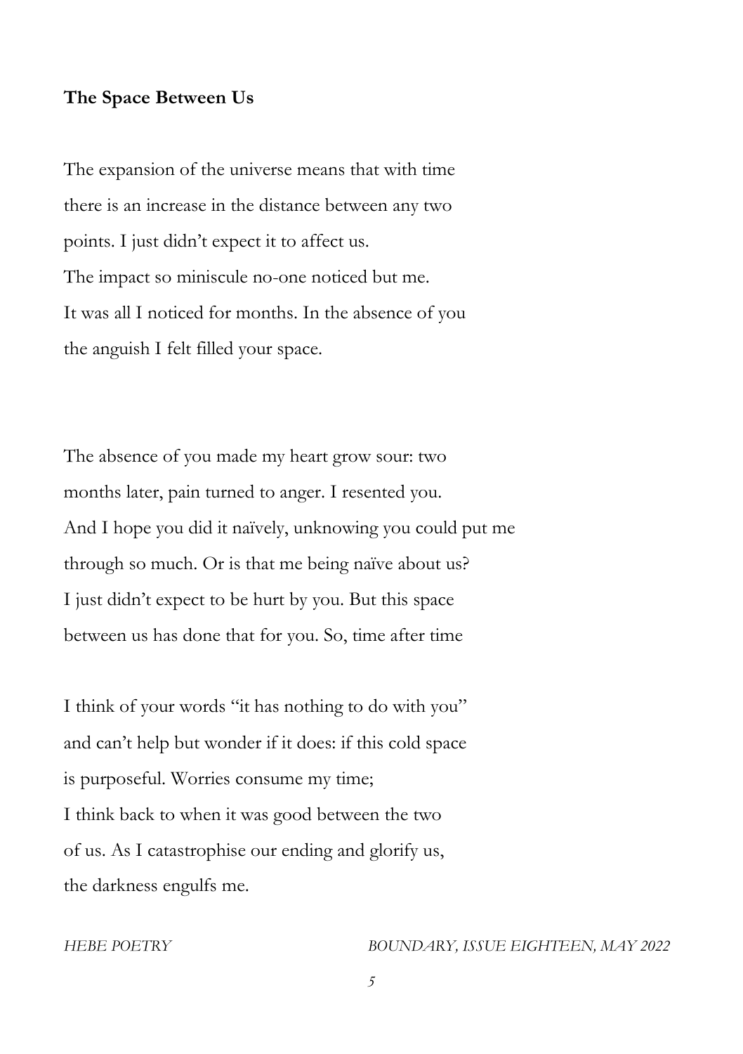**The Space Between Us**

The expansion of the universe means that with time  
there is an increase in the distance between any two  
points. I just didn't expect it to affect us.  
The impact so miniscule no-one noticed but me.  
It was all I noticed for months. In the absence of you  
the anguish I felt filled your space.

The absence of you made my heart grow sour: two  
months later, pain turned to anger. I resented you.  
And I hope you did it naïvely, unknowing you could put me  
through so much. Or is that me being naïve about us?  
I just didn't expect to be hurt by you. But this space  
between us has done that for you. So, time after time

I think of your words "it has nothing to do with you"  
and can't help but wonder if it does: if this cold space  
is purposeful. Worries consume my time;  
I think back to when it was good between the two  
of us. As I catastrophise our ending and glorify us,  
the darkness engulfs me.

*HEBE POETRY*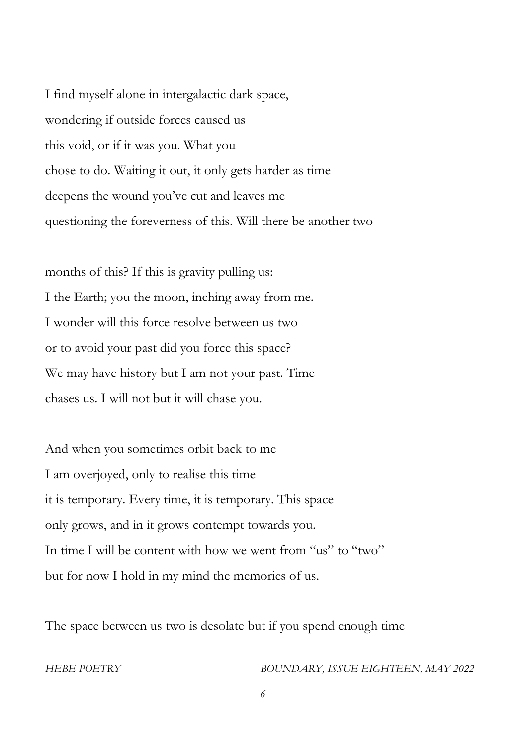I find myself alone in intergalactic dark space,
wondering if outside forces caused us
this void, or if it was you. What you
chose to do. Waiting it out, it only gets harder as time
deepens the wound you've cut and leaves me
questioning the foreverness of this. Will there be another two

months of this? If this is gravity pulling us:
I the Earth; you the moon, inching away from me.
I wonder will this force resolve between us two
or to avoid your past did you force this space?
We may have history but I am not your past. Time
chases us. I will not but it will chase you.

And when you sometimes orbit back to me
I am overjoyed, only to realise this time
it is temporary. Every time, it is temporary. This space
only grows, and in it grows contempt towards you.
In time I will be content with how we went from "us" to "two"
but for now I hold in my mind the memories of us.

The space between us two is desolate but if you spend enough time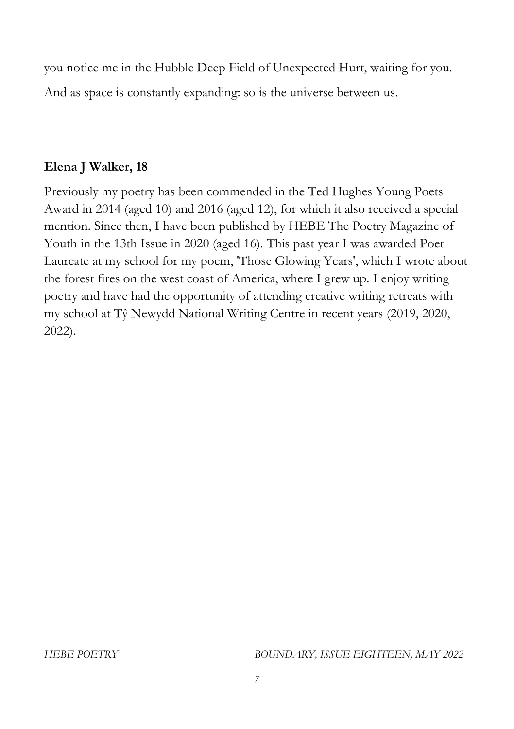you notice me in the Hubble Deep Field of Unexpected Hurt, waiting for you.

And as space is constantly expanding: so is the universe between us.

**Elena J Walker, 18**

Previously my poetry has been commended in the Ted Hughes Young Poets Award in 2014 (aged 10) and 2016 (aged 12), for which it also received a special mention. Since then, I have been published by HEBE The Poetry Magazine of Youth in the 13th Issue in 2020 (aged 16). This past year I was awarded Poet Laureate at my school for my poem, 'Those Glowing Years', which I wrote about the forest fires on the west coast of America, where I grew up. I enjoy writing poetry and have had the opportunity of attending creative writing retreats with my school at Tŷ Newydd National Writing Centre in recent years (2019, 2020, 2022).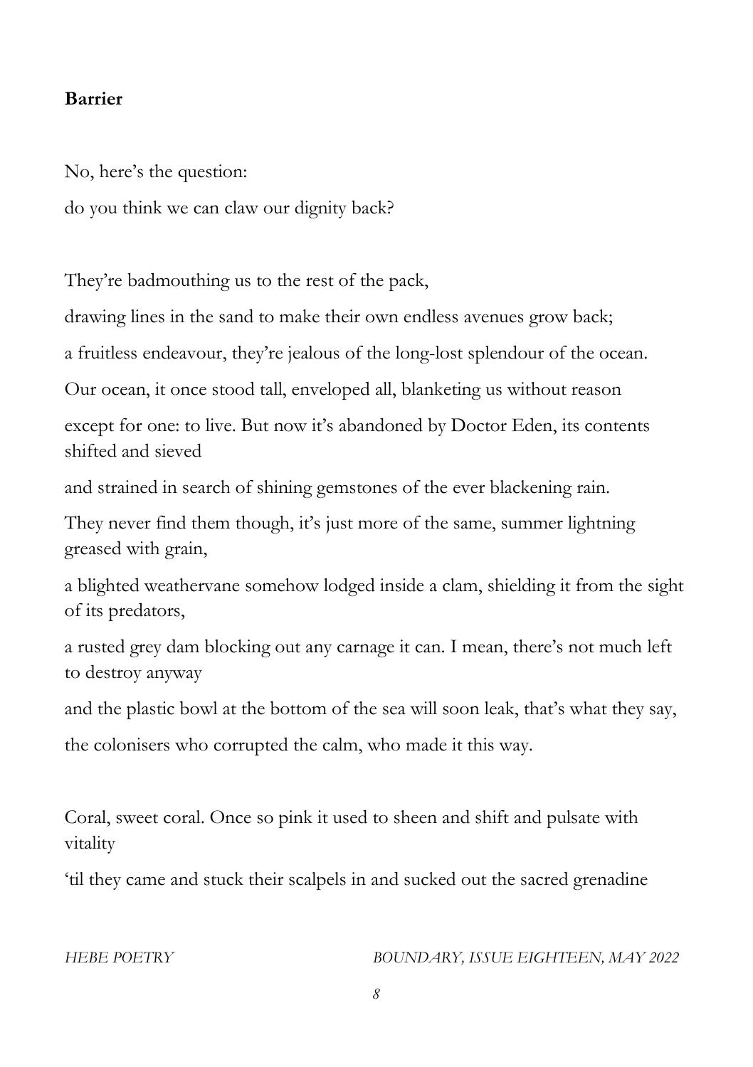**Barrier**

No, here's the question:

do you think we can claw our dignity back?

They're badmouthing us to the rest of the pack,

drawing lines in the sand to make their own endless avenues grow back;

a fruitless endeavour, they're jealous of the long-lost splendour of the ocean.

Our ocean, it once stood tall, enveloped all, blanketing us without reason

except for one: to live. But now it's abandoned by Doctor Eden, its contents shifted and sieved

and strained in search of shining gemstones of the ever blackening rain.

They never find them though, it's just more of the same, summer lightning greased with grain,

a blighted weathervane somehow lodged inside a clam, shielding it from the sight of its predators,

a rusted grey dam blocking out any carnage it can. I mean, there's not much left to destroy anyway

and the plastic bowl at the bottom of the sea will soon leak, that's what they say,

the colonisers who corrupted the calm, who made it this way.

Coral, sweet coral. Once so pink it used to sheen and shift and pulsate with vitality

'til they came and stuck their scalpels in and sucked out the sacred grenadine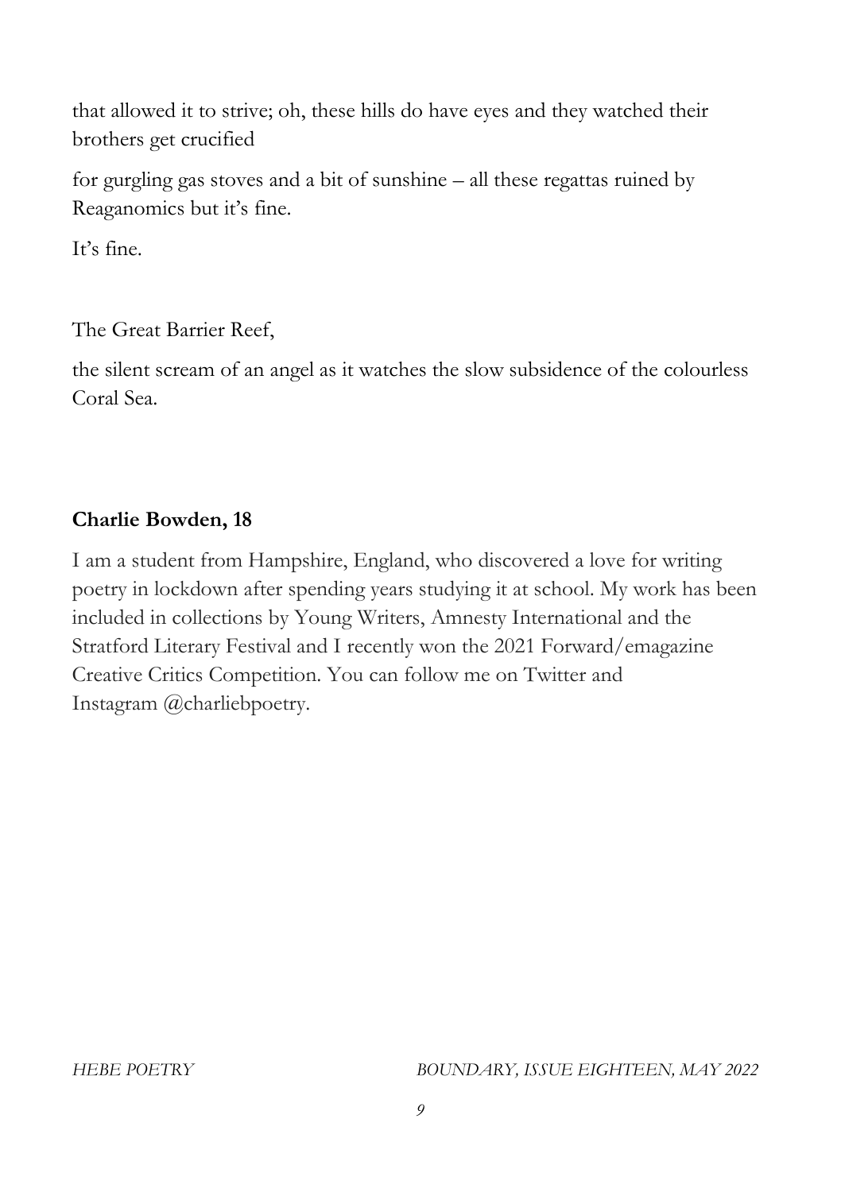that allowed it to strive; oh, these hills do have eyes and they watched their brothers get crucified

for gurgling gas stoves and a bit of sunshine – all these regattas ruined by Reaganomics but it's fine.

It's fine.

The Great Barrier Reef,

the silent scream of an angel as it watches the slow subsidence of the colourless Coral Sea.

**Charlie Bowden, 18**

I am a student from Hampshire, England, who discovered a love for writing poetry in lockdown after spending years studying it at school. My work has been included in collections by Young Writers, Amnesty International and the Stratford Literary Festival and I recently won the 2021 Forward/emagazine Creative Critics Competition. You can follow me on Twitter and Instagram @charliebpoetry.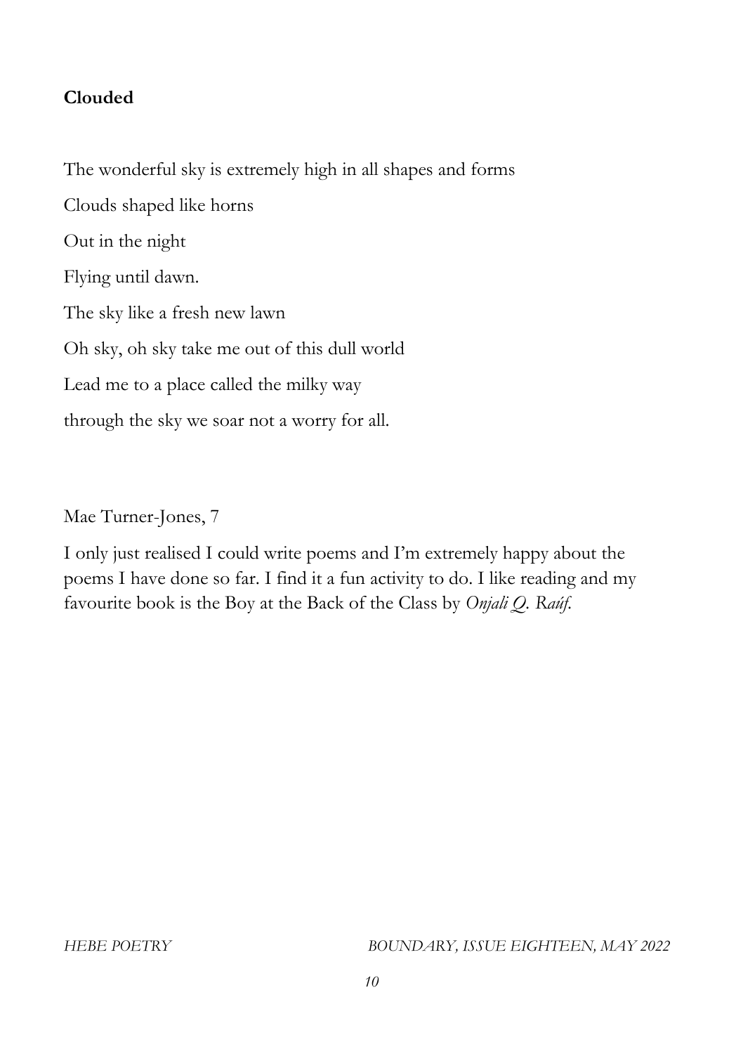**Clouded**

The wonderful sky is extremely high in all shapes and forms

Clouds shaped like horns

Out in the night

Flying until dawn.

The sky like a fresh new lawn

Oh sky, oh sky take me out of this dull world

Lead me to a place called the milky way

through the sky we soar not a worry for all.

Mae Turner-Jones, 7

I only just realised I could write poems and I'm extremely happy about the poems I have done so far. I find it a fun activity to do. I like reading and my favourite book is the Boy at the Back of the Class by *Onjali Q. Raúf*.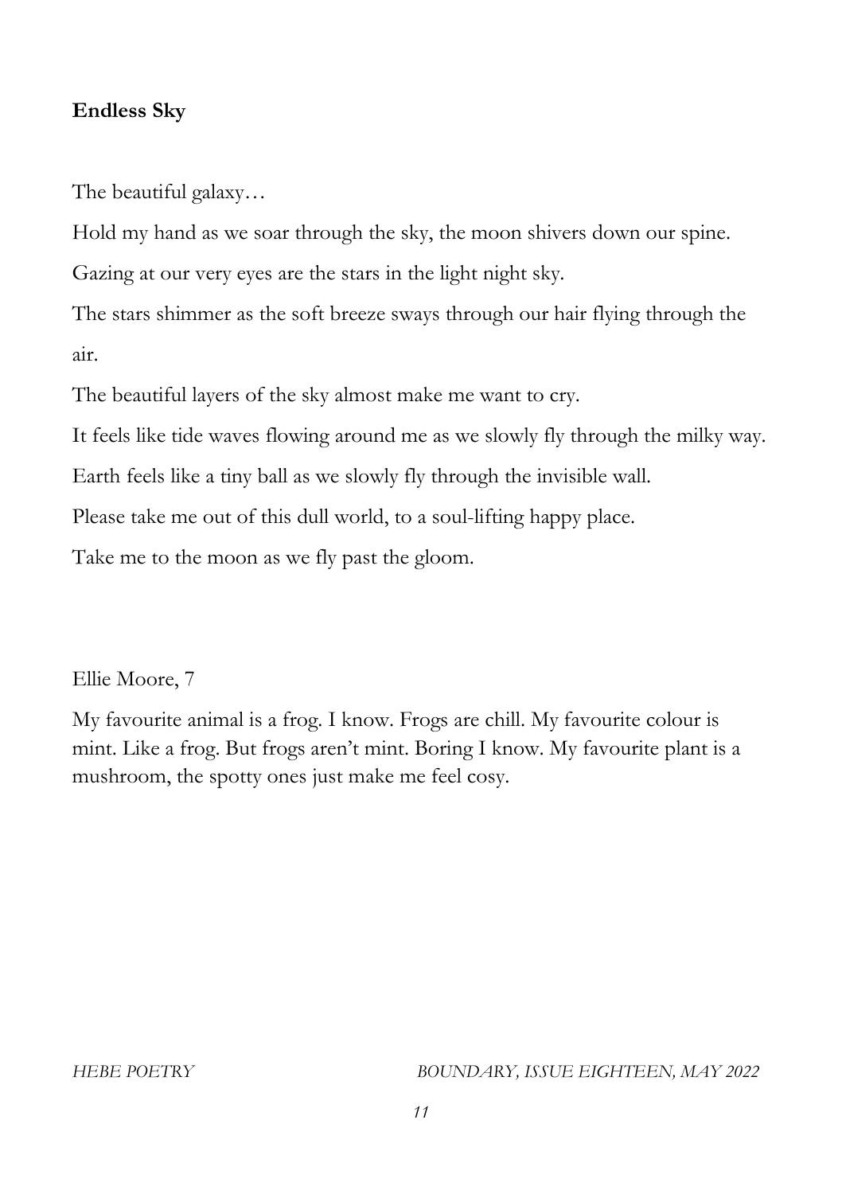**Endless Sky**

The beautiful galaxy…

Hold my hand as we soar through the sky, the moon shivers down our spine.

Gazing at our very eyes are the stars in the light night sky.

The stars shimmer as the soft breeze sways through our hair flying through the air.

The beautiful layers of the sky almost make me want to cry.

It feels like tide waves flowing around me as we slowly fly through the milky way.

Earth feels like a tiny ball as we slowly fly through the invisible wall.

Please take me out of this dull world, to a soul-lifting happy place.

Take me to the moon as we fly past the gloom.

Ellie Moore, 7

My favourite animal is a frog. I know. Frogs are chill. My favourite colour is mint. Like a frog. But frogs aren't mint. Boring I know. My favourite plant is a mushroom, the spotty ones just make me feel cosy.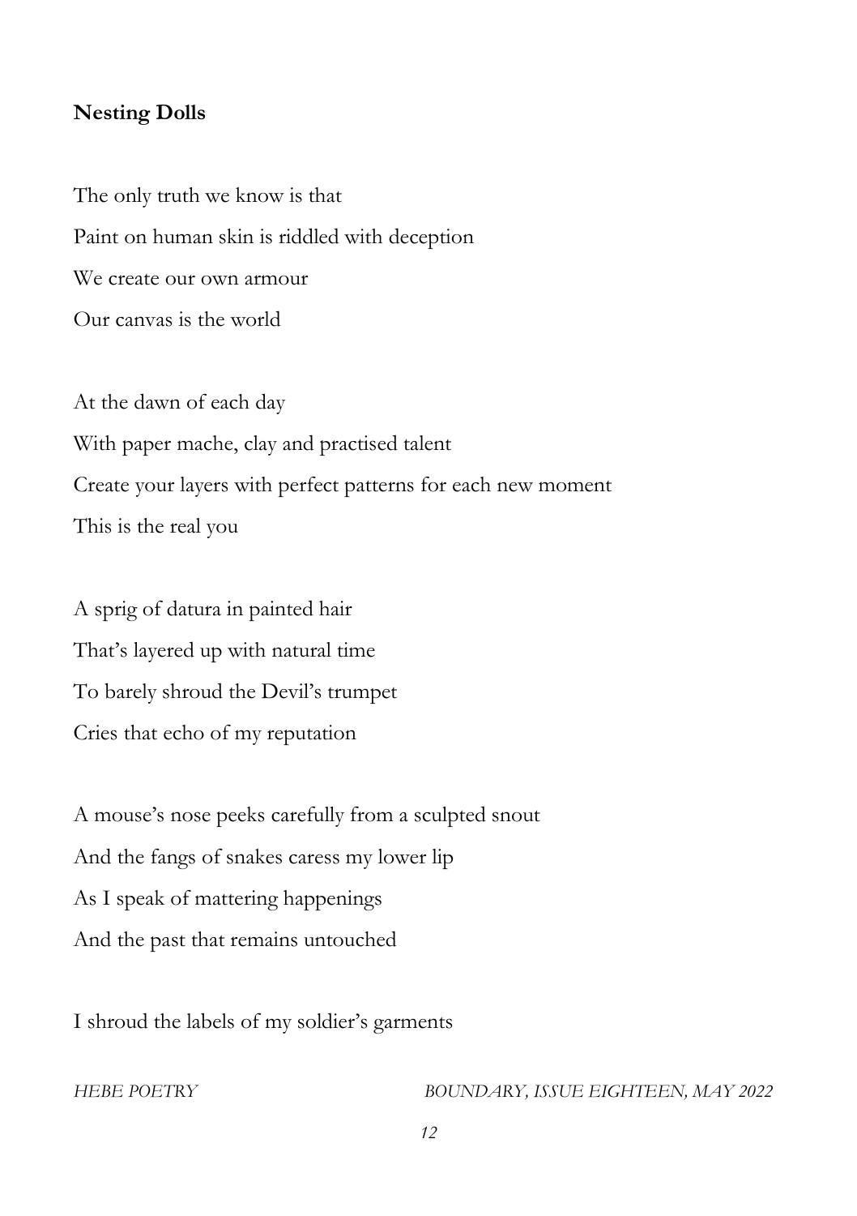**Nesting Dolls**

The only truth we know is that
Paint on human skin is riddled with deception
We create our own armour
Our canvas is the world

At the dawn of each day
With paper mache, clay and practised talent
Create your layers with perfect patterns for each new moment
This is the real you

A sprig of datura in painted hair
That's layered up with natural time
To barely shroud the Devil's trumpet
Cries that echo of my reputation

A mouse's nose peeks carefully from a sculpted snout
And the fangs of snakes caress my lower lip
As I speak of mattering happenings
And the past that remains untouched

I shroud the labels of my soldier's garments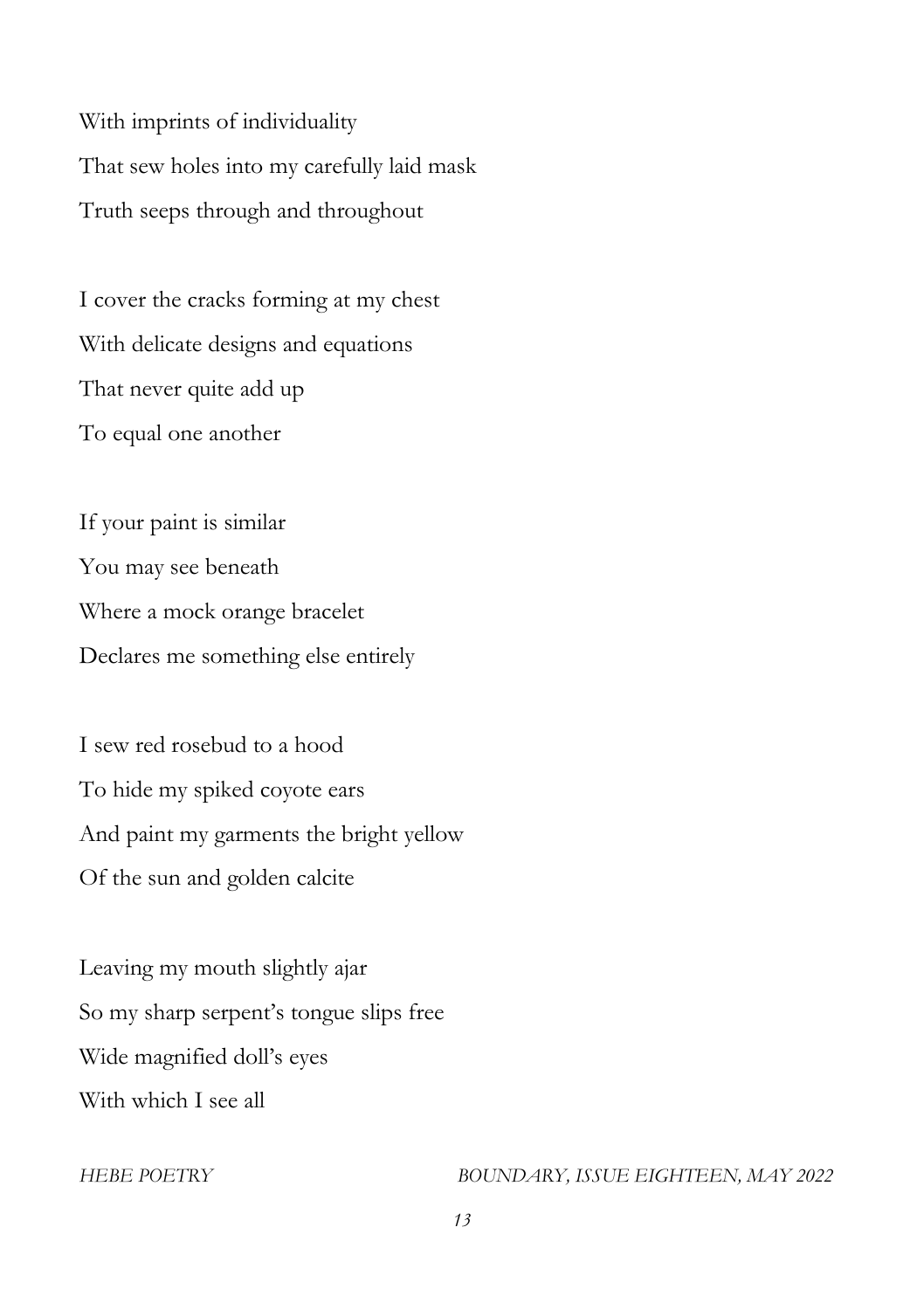With imprints of individuality
That sew holes into my carefully laid mask
Truth seeps through and throughout

I cover the cracks forming at my chest
With delicate designs and equations
That never quite add up
To equal one another

If your paint is similar
You may see beneath
Where a mock orange bracelet
Declares me something else entirely

I sew red rosebud to a hood
To hide my spiked coyote ears
And paint my garments the bright yellow
Of the sun and golden calcite

Leaving my mouth slightly ajar
So my sharp serpent's tongue slips free
Wide magnified doll's eyes
With which I see all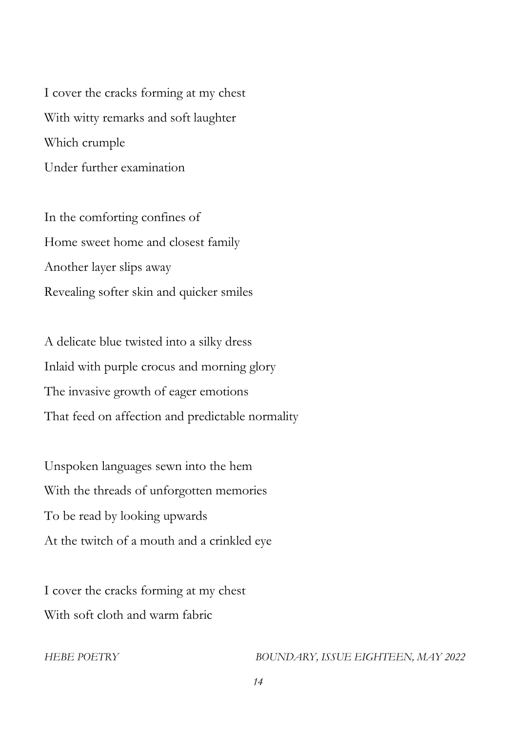I cover the cracks forming at my chest
With witty remarks and soft laughter
Which crumple
Under further examination

In the comforting confines of
Home sweet home and closest family
Another layer slips away
Revealing softer skin and quicker smiles

A delicate blue twisted into a silky dress
Inlaid with purple crocus and morning glory
The invasive growth of eager emotions
That feed on affection and predictable normality

Unspoken languages sewn into the hem
With the threads of unforgotten memories
To be read by looking upwards
At the twitch of a mouth and a crinkled eye

I cover the cracks forming at my chest
With soft cloth and warm fabric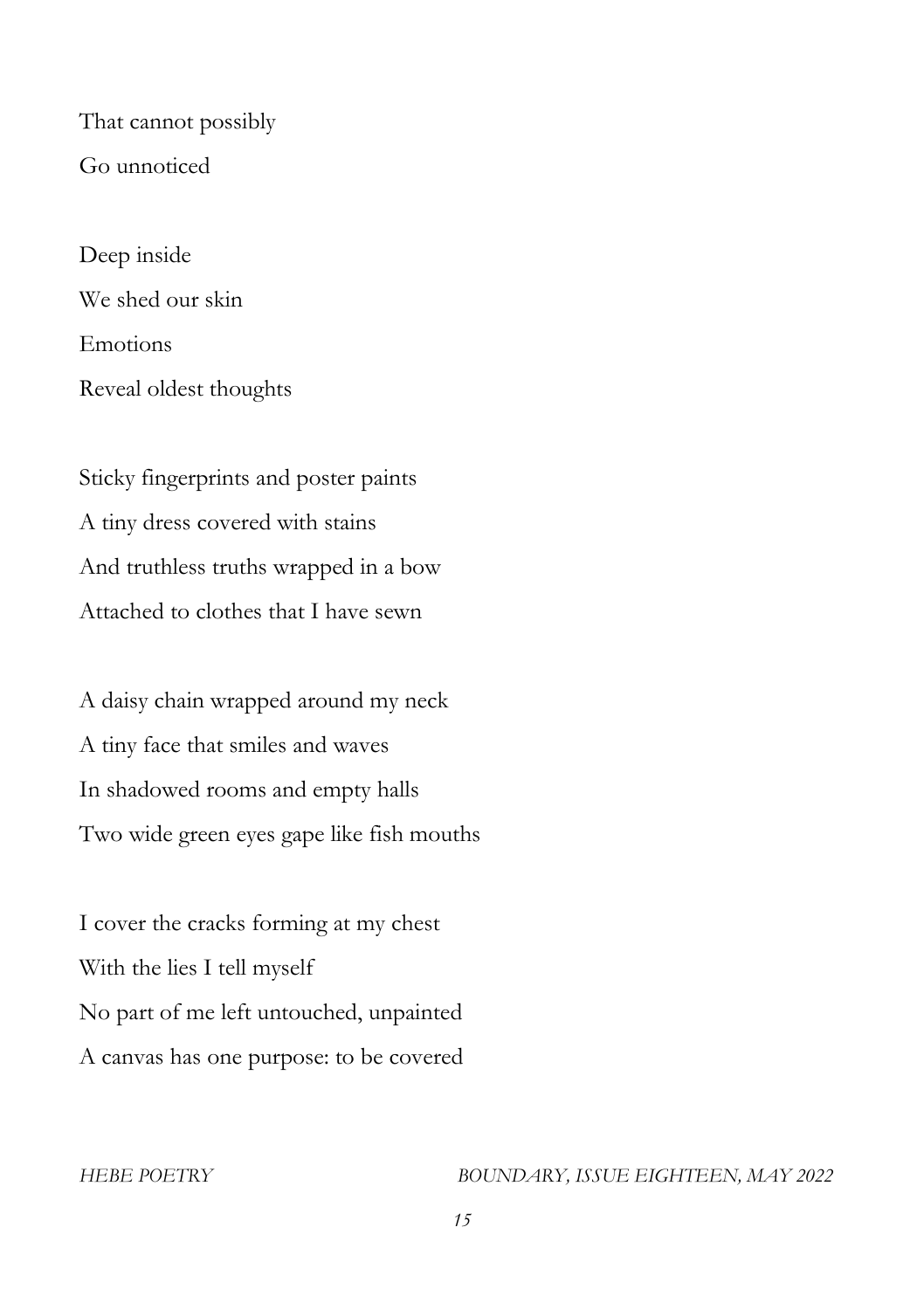That cannot possibly  
Go unnoticed

Deep inside  
We shed our skin  
Emotions  
Reveal oldest thoughts

Sticky fingerprints and poster paints  
A tiny dress covered with stains  
And truthless truths wrapped in a bow  
Attached to clothes that I have sewn

A daisy chain wrapped around my neck  
A tiny face that smiles and waves  
In shadowed rooms and empty halls  
Two wide green eyes gape like fish mouths

I cover the cracks forming at my chest  
With the lies I tell myself  
No part of me left untouched, unpainted  
A canvas has one purpose: to be covered

*HEBE POETRY*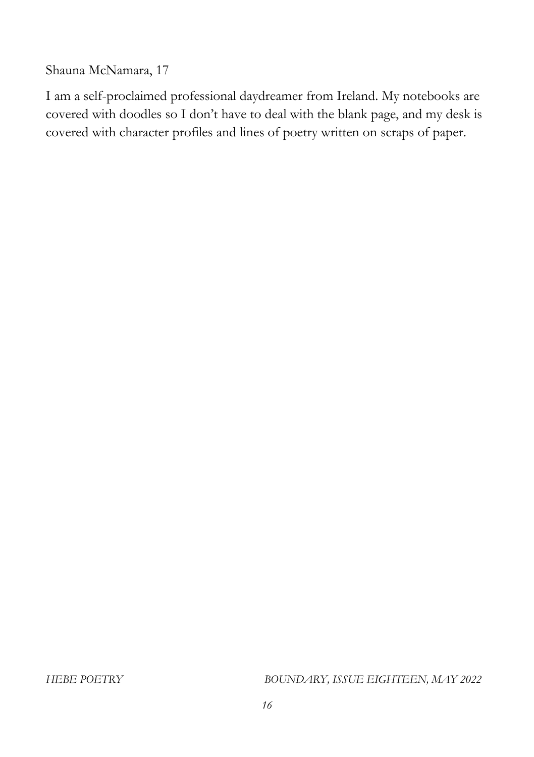Shauna McNamara, 17

I am a self-proclaimed professional daydreamer from Ireland. My notebooks are covered with doodles so I don't have to deal with the blank page, and my desk is covered with character profiles and lines of poetry written on scraps of paper.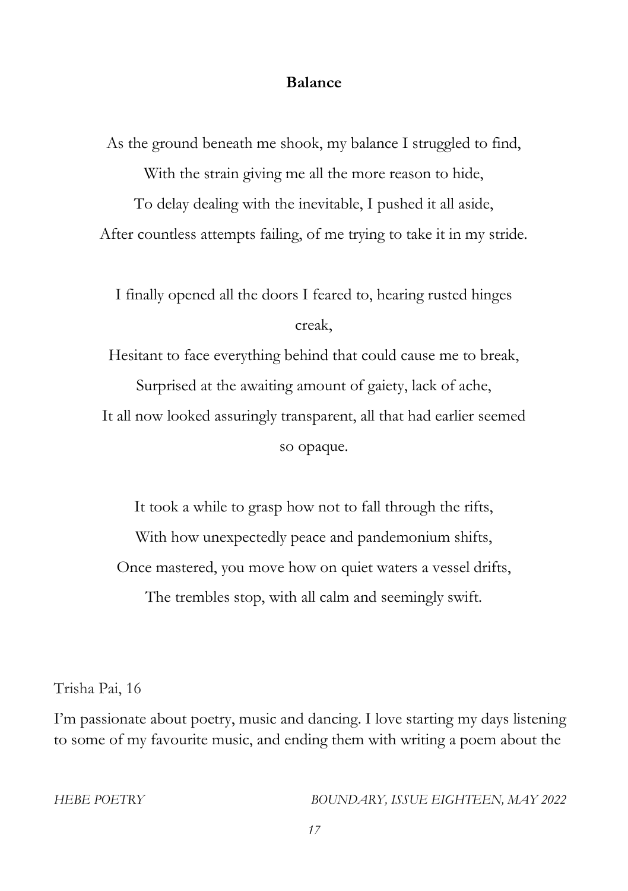**Balance**

As the ground beneath me shook, my balance I struggled to find,
With the strain giving me all the more reason to hide,
To delay dealing with the inevitable, I pushed it all aside,
After countless attempts failing, of me trying to take it in my stride.

I finally opened all the doors I feared to, hearing rusted hinges creak,
Hesitant to face everything behind that could cause me to break,
Surprised at the awaiting amount of gaiety, lack of ache,
It all now looked assuringly transparent, all that had earlier seemed so opaque.

It took a while to grasp how not to fall through the rifts,
With how unexpectedly peace and pandemonium shifts,
Once mastered, you move how on quiet waters a vessel drifts,
The trembles stop, with all calm and seemingly swift.

Trisha Pai, 16

I'm passionate about poetry, music and dancing. I love starting my days listening to some of my favourite music, and ending them with writing a poem about the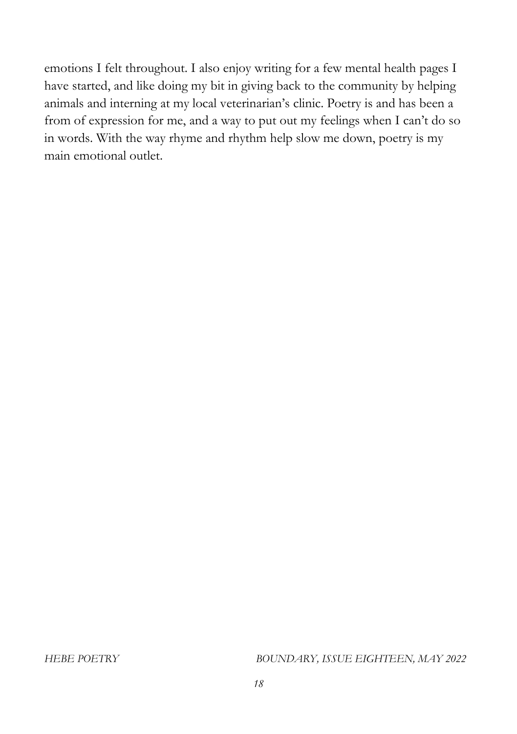emotions I felt throughout. I also enjoy writing for a few mental health pages I have started, and like doing my bit in giving back to the community by helping animals and interning at my local veterinarian's clinic. Poetry is and has been a from of expression for me, and a way to put out my feelings when I can't do so in words. With the way rhyme and rhythm help slow me down, poetry is my main emotional outlet.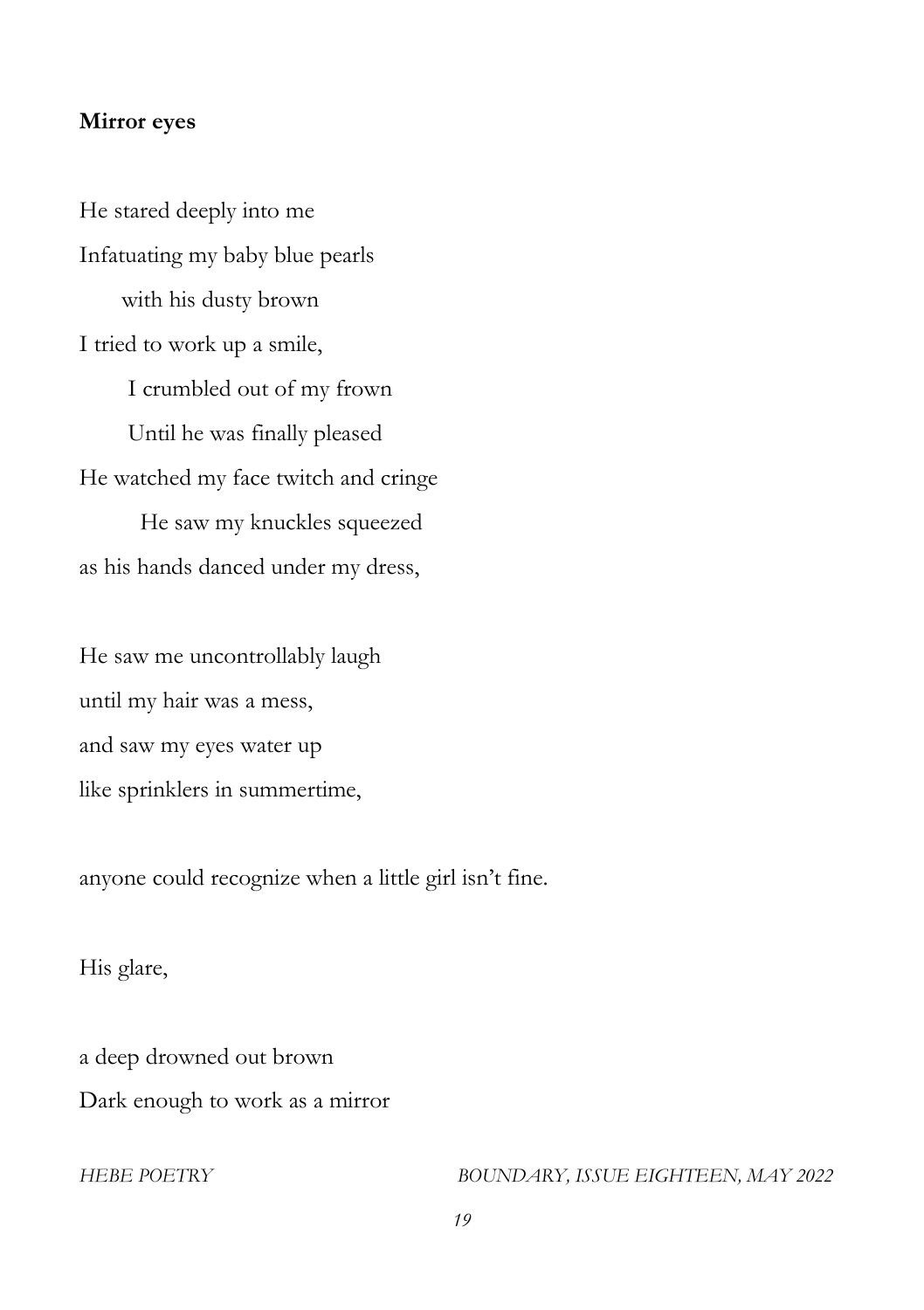**Mirror eyes**

He stared deeply into me  
Infatuating my baby blue pearls  
with his dusty brown  
I tried to work up a smile,  
I crumbled out of my frown  
Until he was finally pleased  
He watched my face twitch and cringe  
He saw my knuckles squeezed  
as his hands danced under my dress,

He saw me uncontrollably laugh  
until my hair was a mess,  
and saw my eyes water up  
like sprinklers in summertime,

anyone could recognize when a little girl isn't fine.

His glare,

a deep drowned out brown  
Dark enough to work as a mirror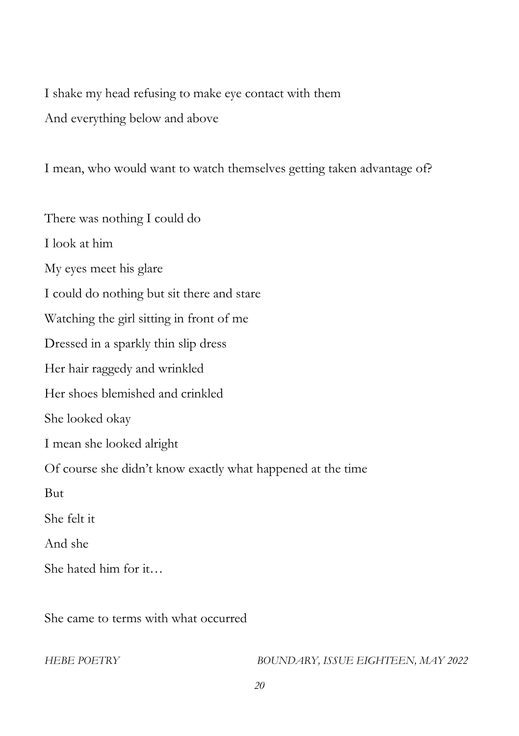I shake my head refusing to make eye contact with them

And everything below and above

I mean, who would want to watch themselves getting taken advantage of?

There was nothing I could do

I look at him

My eyes meet his glare

I could do nothing but sit there and stare

Watching the girl sitting in front of me

Dressed in a sparkly thin slip dress

Her hair raggedy and wrinkled

Her shoes blemished and crinkled

She looked okay

I mean she looked alright

Of course she didn't know exactly what happened at the time

But

She felt it

And she

She hated him for it…

She came to terms with what occurred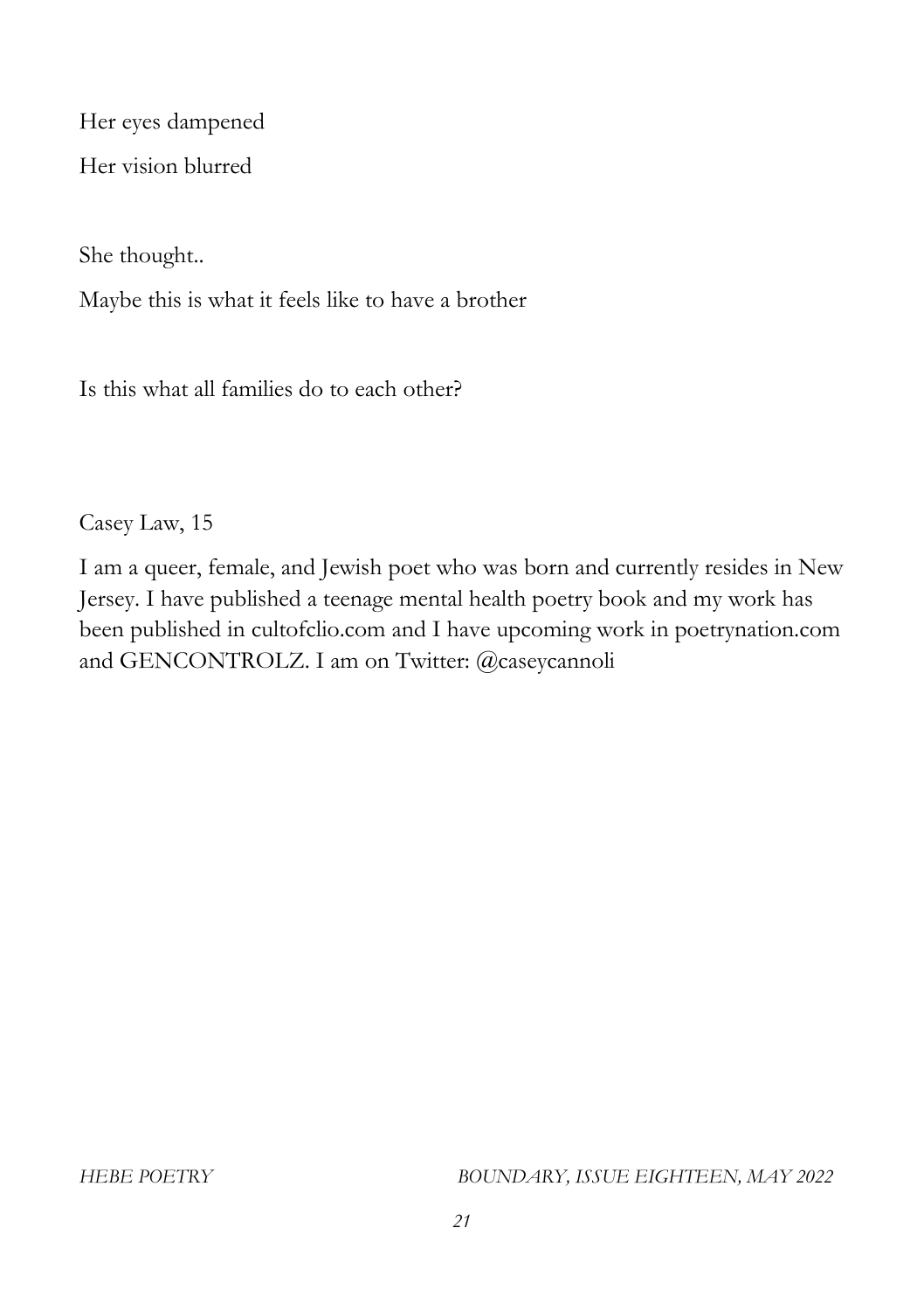Her eyes dampened

Her vision blurred

She thought..

Maybe this is what it feels like to have a brother

Is this what all families do to each other?

Casey Law, 15

I am a queer, female, and Jewish poet who was born and currently resides in New Jersey. I have published a teenage mental health poetry book and my work has been published in cultofclio.com and I have upcoming work in poetrynation.com and GENCONTROLZ. I am on Twitter: @caseycannoli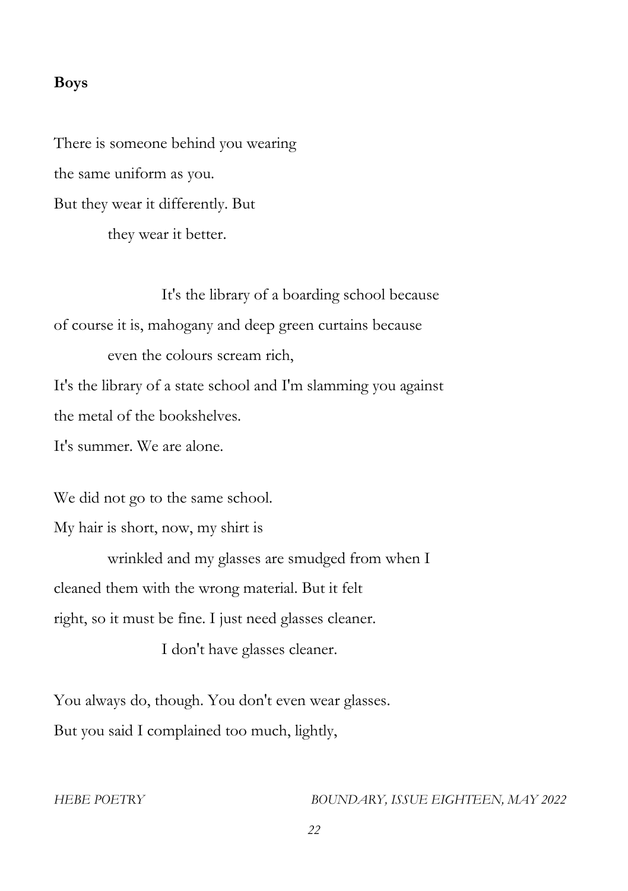**Boys**

There is someone behind you wearing
the same uniform as you.
But they wear it differently. But
they wear it better.

It's the library of a boarding school because
of course it is, mahogany and deep green curtains because
even the colours scream rich,
It's the library of a state school and I'm slamming you against
the metal of the bookshelves.
It's summer. We are alone.

We did not go to the same school.
My hair is short, now, my shirt is
wrinkled and my glasses are smudged from when I
cleaned them with the wrong material. But it felt
right, so it must be fine. I just need glasses cleaner.
I don't have glasses cleaner.

You always do, though. You don't even wear glasses.
But you said I complained too much, lightly,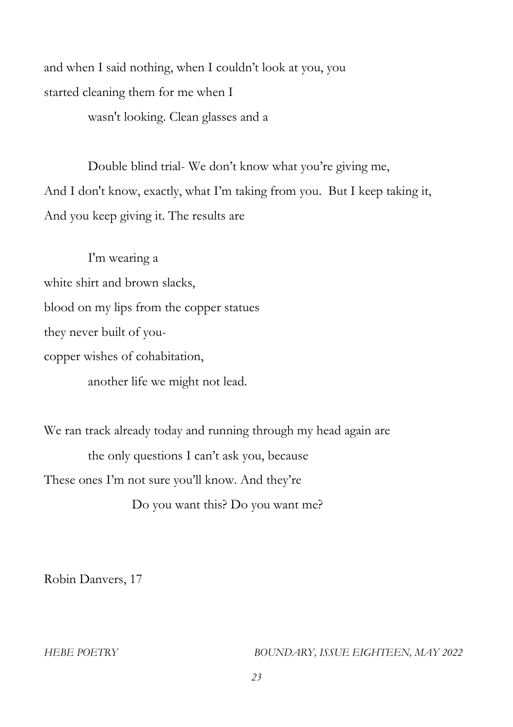and when I said nothing, when I couldn't look at you, you  
started cleaning them for me when I  
          wasn't looking. Clean glasses and a

          Double blind trial- We don't know what you're giving me,  
And I don't know, exactly, what I'm taking from you.  But I keep taking it,  
And you keep giving it. The results are

          I'm wearing a  
white shirt and brown slacks,  
blood on my lips from the copper statues  
they never built of you-  
copper wishes of cohabitation,  
          another life we might not lead.

We ran track already today and running through my head again are  
          the only questions I can't ask you, because  
These ones I'm not sure you'll know. And they're  
                    Do you want this? Do you want me?

Robin Danvers, 17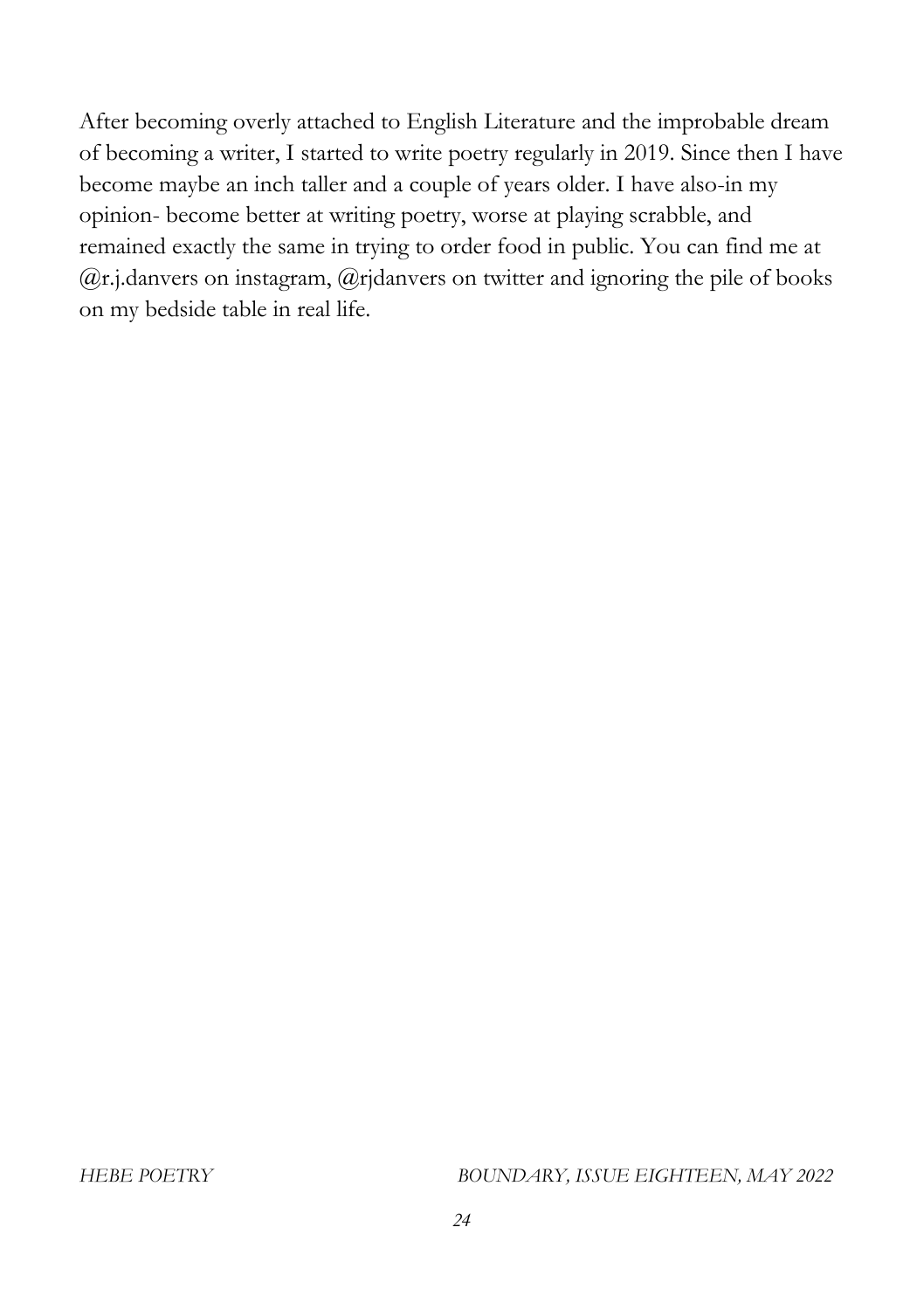After becoming overly attached to English Literature and the improbable dream of becoming a writer, I started to write poetry regularly in 2019. Since then I have become maybe an inch taller and a couple of years older. I have also-in my opinion- become better at writing poetry, worse at playing scrabble, and remained exactly the same in trying to order food in public. You can find me at @r.j.danvers on instagram, @rjdanvers on twitter and ignoring the pile of books on my bedside table in real life.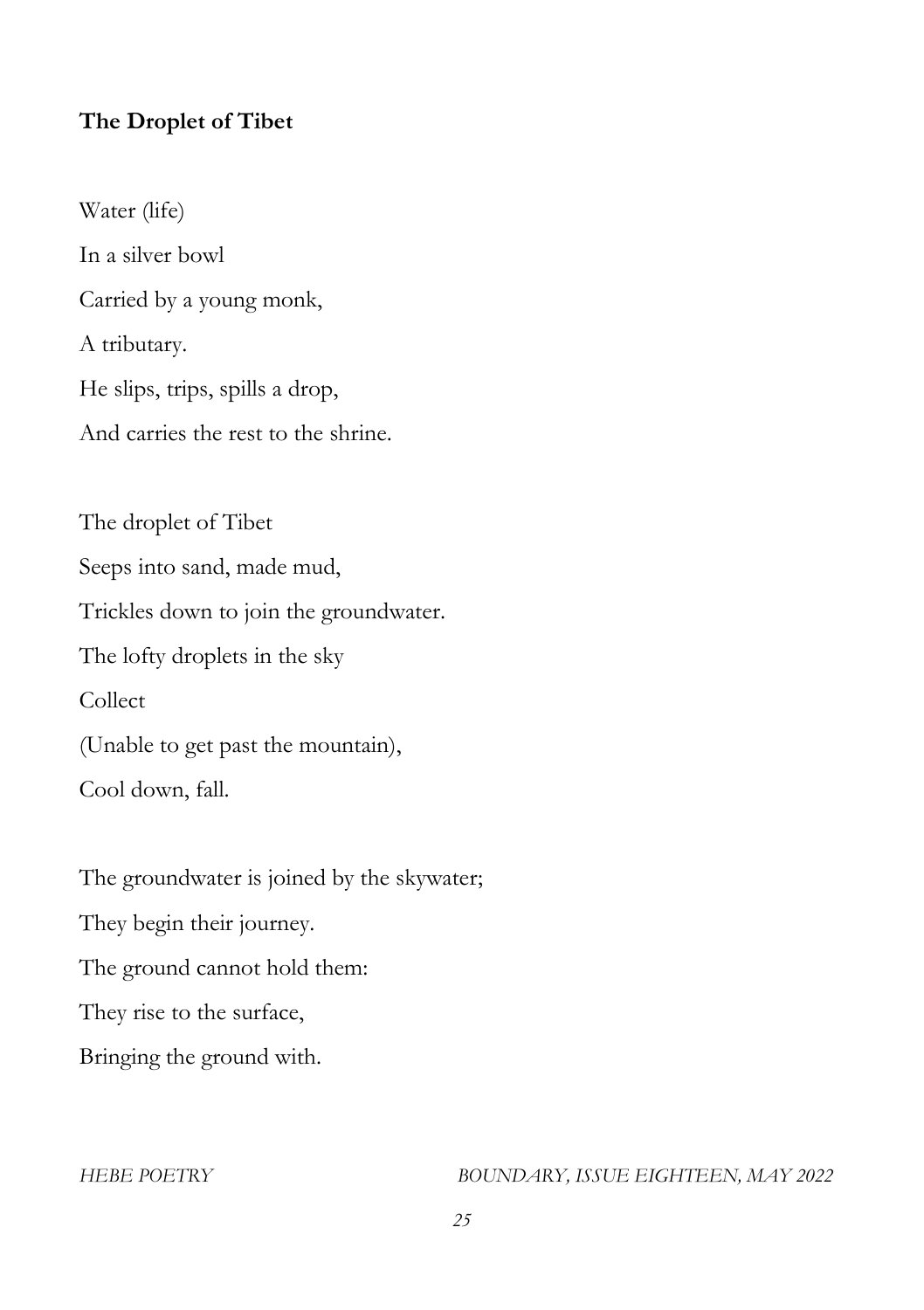**The Droplet of Tibet**

Water (life)  
In a silver bowl  
Carried by a young monk,  
A tributary.  
He slips, trips, spills a drop,  
And carries the rest to the shrine.

The droplet of Tibet  
Seeps into sand, made mud,  
Trickles down to join the groundwater.  
The lofty droplets in the sky  
Collect  
(Unable to get past the mountain),  
Cool down, fall.

The groundwater is joined by the skywater;  
They begin their journey.  
The ground cannot hold them:  
They rise to the surface,  
Bringing the ground with.

*HEBE POETRY*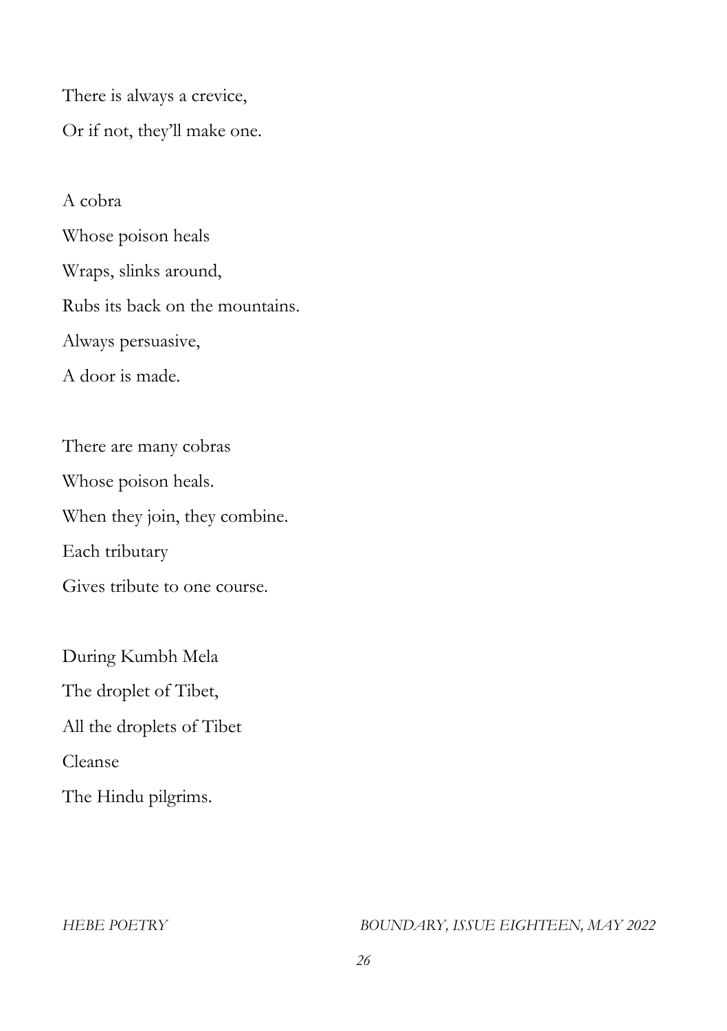There is always a crevice,  
Or if not, they'll make one.

A cobra  
Whose poison heals  
Wraps, slinks around,  
Rubs its back on the mountains.  
Always persuasive,  
A door is made.

There are many cobras  
Whose poison heals.  
When they join, they combine.  
Each tributary  
Gives tribute to one course.

During Kumbh Mela  
The droplet of Tibet,  
All the droplets of Tibet  
Cleanse  
The Hindu pilgrims.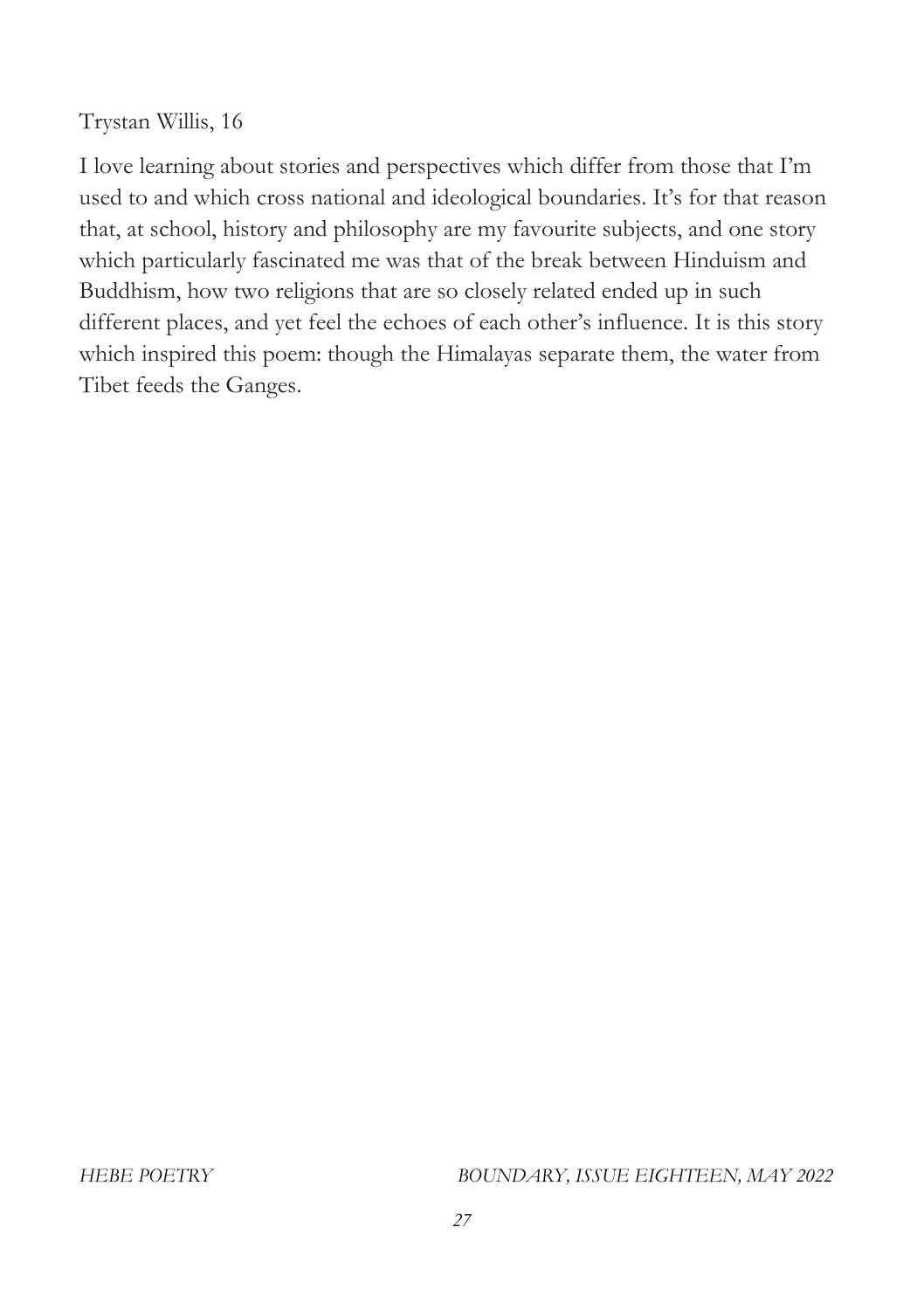Trystan Willis, 16

I love learning about stories and perspectives which differ from those that I'm used to and which cross national and ideological boundaries. It's for that reason that, at school, history and philosophy are my favourite subjects, and one story which particularly fascinated me was that of the break between Hinduism and Buddhism, how two religions that are so closely related ended up in such different places, and yet feel the echoes of each other's influence. It is this story which inspired this poem: though the Himalayas separate them, the water from Tibet feeds the Ganges.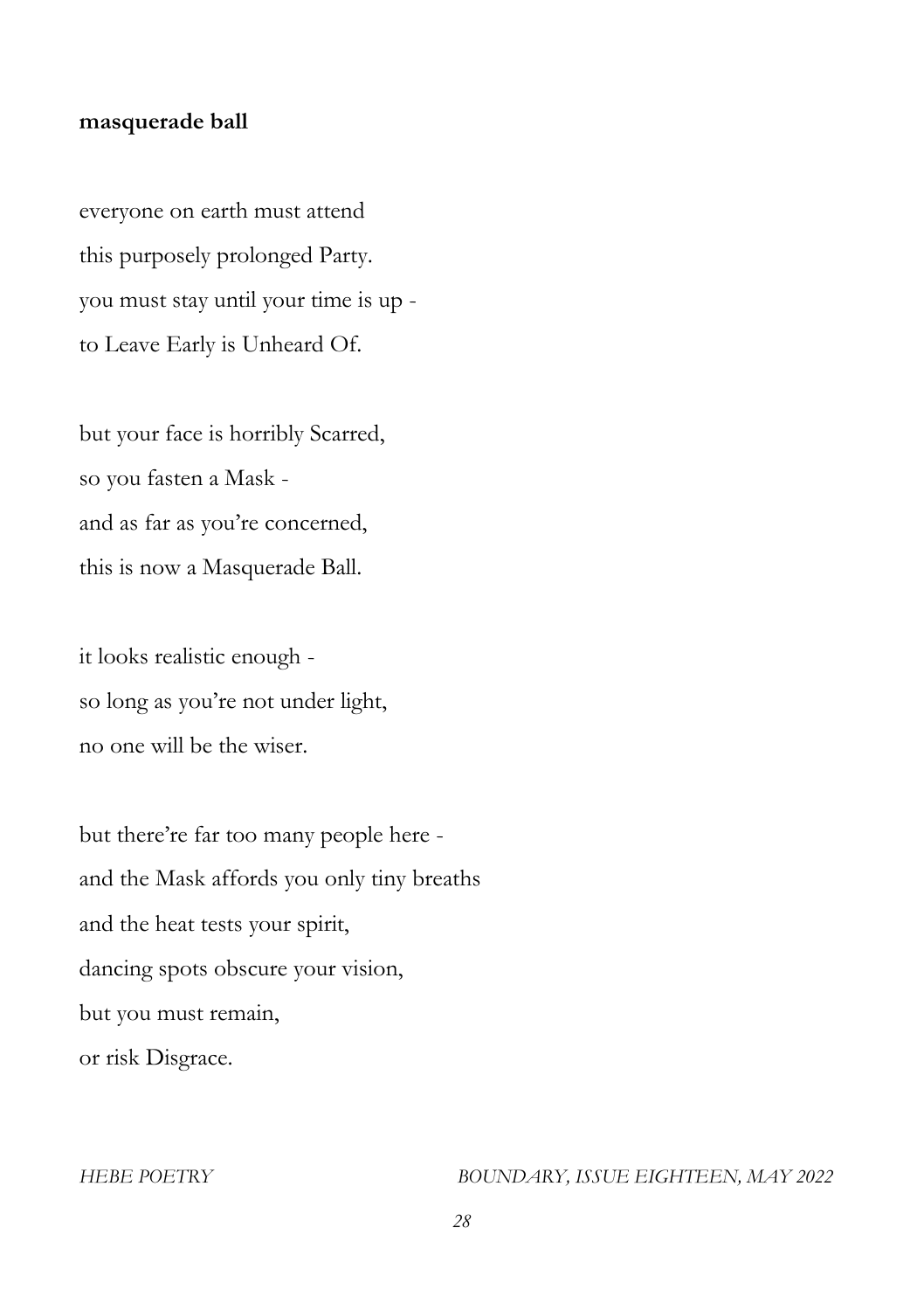**masquerade ball**

everyone on earth must attend  
this purposely prolonged Party.  
you must stay until your time is up -  
to Leave Early is Unheard Of.

but your face is horribly Scarred,  
so you fasten a Mask -  
and as far as you're concerned,  
this is now a Masquerade Ball.

it looks realistic enough -  
so long as you're not under light,  
no one will be the wiser.

but there're far too many people here -  
and the Mask affords you only tiny breaths  
and the heat tests your spirit,  
dancing spots obscure your vision,  
but you must remain,  
or risk Disgrace.

*HEBE POETRY*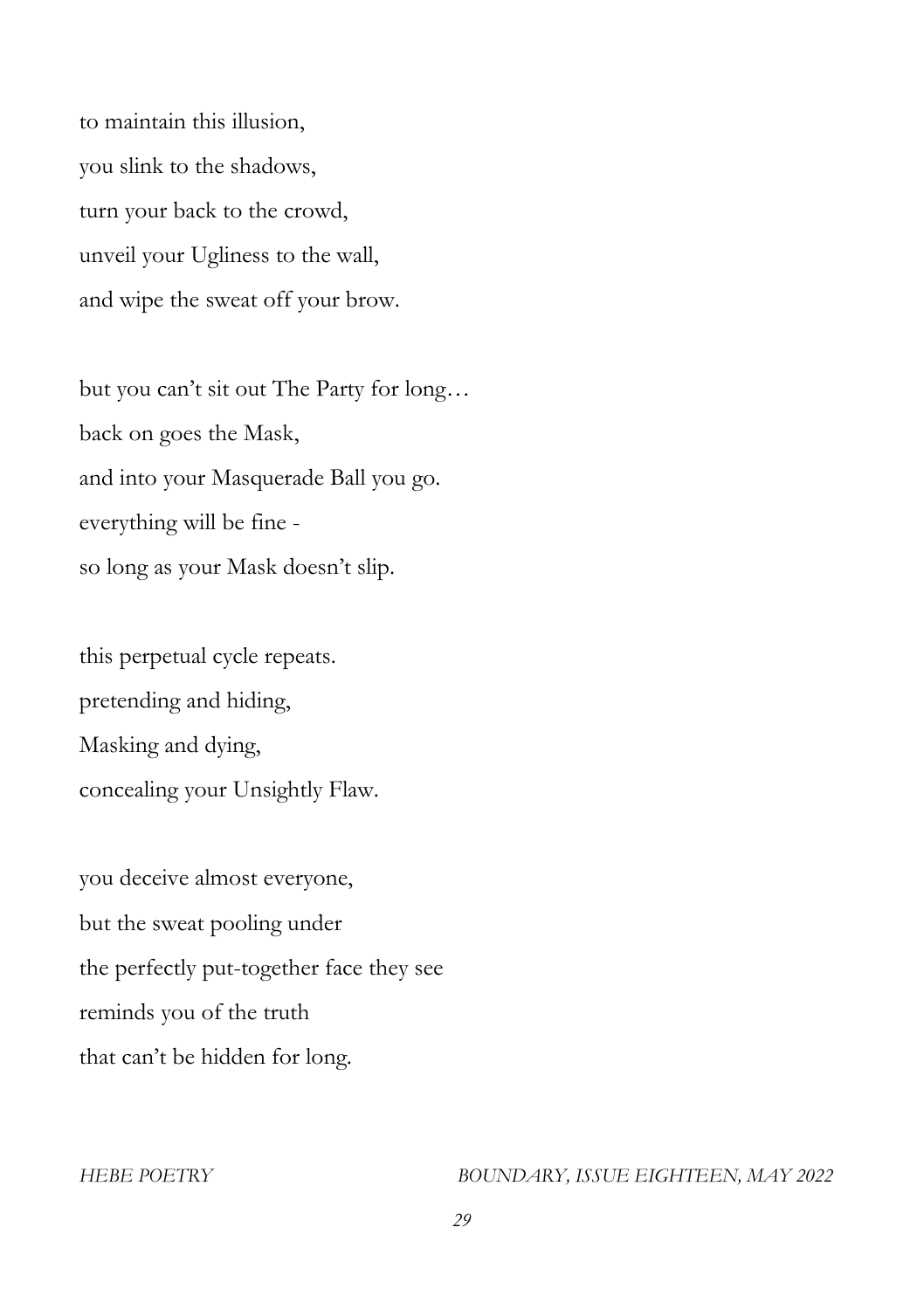to maintain this illusion,  
you slink to the shadows,  
turn your back to the crowd,  
unveil your Ugliness to the wall,  
and wipe the sweat off your brow.

but you can't sit out The Party for long…  
back on goes the Mask,  
and into your Masquerade Ball you go.  
everything will be fine -  
so long as your Mask doesn't slip.

this perpetual cycle repeats.  
pretending and hiding,  
Masking and dying,  
concealing your Unsightly Flaw.

you deceive almost everyone,  
but the sweat pooling under  
the perfectly put-together face they see  
reminds you of the truth  
that can't be hidden for long.

*HEBE POETRY*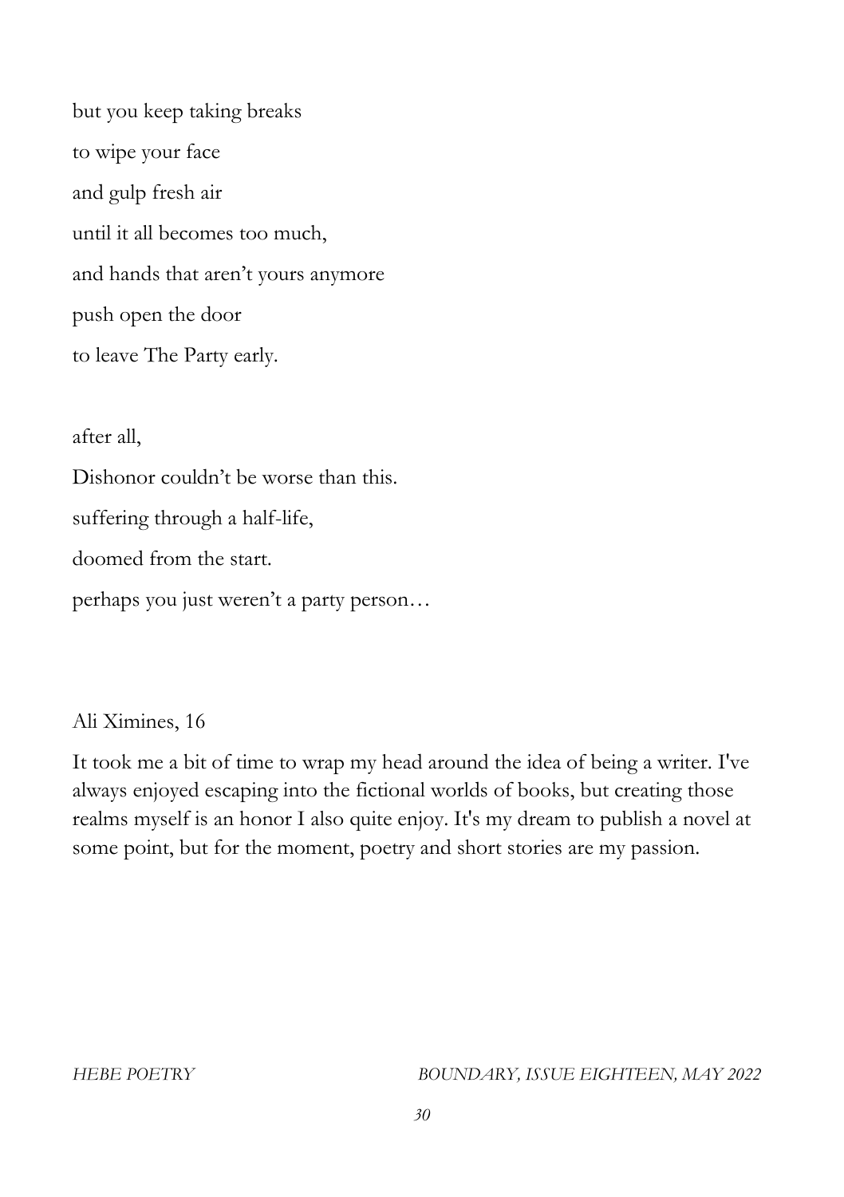but you keep taking breaks

to wipe your face

and gulp fresh air

until it all becomes too much,

and hands that aren't yours anymore

push open the door

to leave The Party early.

after all,

Dishonor couldn't be worse than this.

suffering through a half-life,

doomed from the start.

perhaps you just weren't a party person…

Ali Ximines, 16

It took me a bit of time to wrap my head around the idea of being a writer. I've always enjoyed escaping into the fictional worlds of books, but creating those realms myself is an honor I also quite enjoy. It's my dream to publish a novel at some point, but for the moment, poetry and short stories are my passion.